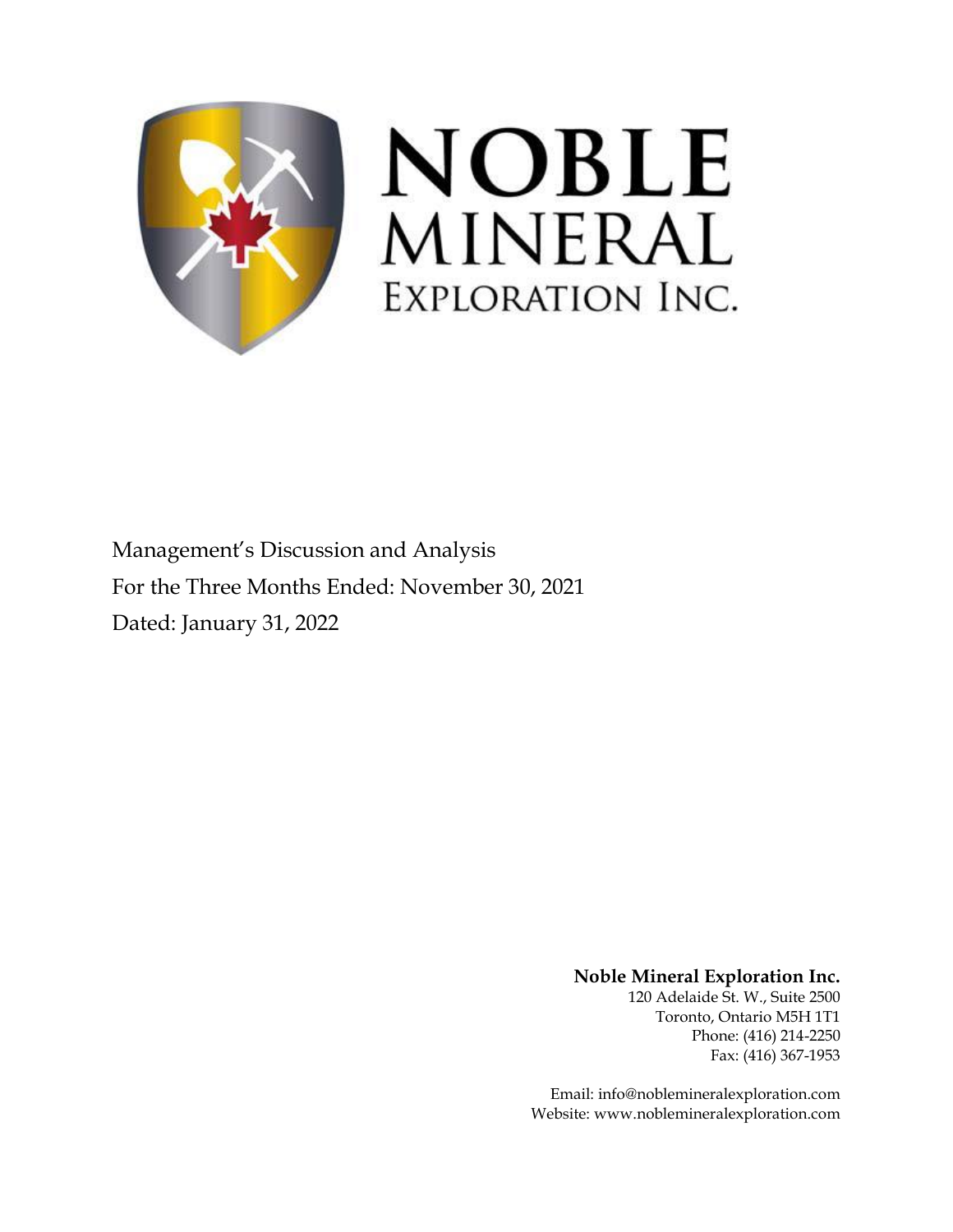# NOBLE MINERAL EXPLORATION INC.

Management's Discussion and Analysis

For the Three Months Ended: November 30, 2021

Dated: January 31, 2022

**Noble Mineral Exploration Inc.**

120 Adelaide St. W., Suite 2500

Toronto, Ontario M5H 1T1

Phone: (416) 214-2250

Fax: (416) 367-1953

Email: info@noblemineralexploration.com

Website: www.noblemineralexploration.com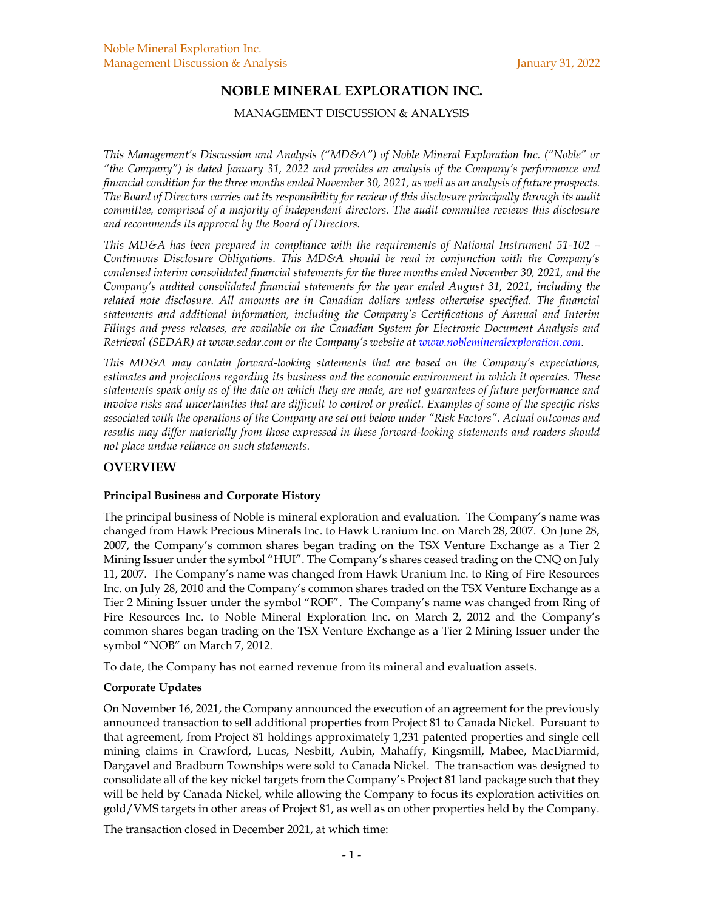# NOBLE MINERAL EXPLORATION INC.

MANAGEMENT DISCUSSION & ANALYSIS

*This Management's Discussion and Analysis ("MD&A") of Noble Mineral Exploration Inc. ("Noble" or "the Company") is dated January 31, 2022 and provides an analysis of the Company's performance and financial condition for the three months ended November 30, 2021, as well as an analysis of future prospects. The Board of Directors carries out its responsibility for review of this disclosure principally through its audit committee, comprised of a majority of independent directors. The audit committee reviews this disclosure and recommends its approval by the Board of Directors.*

*This MD&A has been prepared in compliance with the requirements of National Instrument 51-102 – Continuous Disclosure Obligations. This MD&A should be read in conjunction with the Company's condensed interim consolidated financial statements for the three months ended November 30, 2021, and the Company's audited consolidated financial statements for the year ended August 31, 2021, including the related note disclosure. All amounts are in Canadian dollars unless otherwise specified. The financial statements and additional information, including the Company's Certifications of Annual and Interim Filings and press releases, are available on the Canadian System for Electronic Document Analysis and Retrieval (SEDAR) at www.sedar.com or the Company's website at www.noblemineralexploration.com.*

*This MD&A may contain forward-looking statements that are based on the Company's expectations, estimates and projections regarding its business and the economic environment in which it operates. These statements speak only as of the date on which they are made, are not guarantees of future performance and involve risks and uncertainties that are difficult to control or predict. Examples of some of the specific risks associated with the operations of the Company are set out below under "Risk Factors". Actual outcomes and results may differ materially from those expressed in these forward-looking statements and readers should not place undue reliance on such statements.*

## OVERVIEW

**Principal Business and Corporate History**

The principal business of Noble is mineral exploration and evaluation. The Company's name was changed from Hawk Precious Minerals Inc. to Hawk Uranium Inc. on March 28, 2007. On June 28, 2007, the Company's common shares began trading on the TSX Venture Exchange as a Tier 2 Mining Issuer under the symbol "HUI". The Company's shares ceased trading on the CNQ on July 11, 2007. The Company's name was changed from Hawk Uranium Inc. to Ring of Fire Resources Inc. on July 28, 2010 and the Company's common shares traded on the TSX Venture Exchange as a Tier 2 Mining Issuer under the symbol "ROF". The Company's name was changed from Ring of Fire Resources Inc. to Noble Mineral Exploration Inc. on March 2, 2012 and the Company's common shares began trading on the TSX Venture Exchange as a Tier 2 Mining Issuer under the symbol "NOB" on March 7, 2012.

To date, the Company has not earned revenue from its mineral and evaluation assets.

**Corporate Updates**

On November 16, 2021, the Company announced the execution of an agreement for the previously announced transaction to sell additional properties from Project 81 to Canada Nickel. Pursuant to that agreement, from Project 81 holdings approximately 1,231 patented properties and single cell mining claims in Crawford, Lucas, Nesbitt, Aubin, Mahaffy, Kingsmill, Mabee, MacDiarmid, Dargavel and Bradburn Townships were sold to Canada Nickel. The transaction was designed to consolidate all of the key nickel targets from the Company's Project 81 land package such that they will be held by Canada Nickel, while allowing the Company to focus its exploration activities on gold/VMS targets in other areas of Project 81, as well as on other properties held by the Company.

The transaction closed in December 2021, at which time: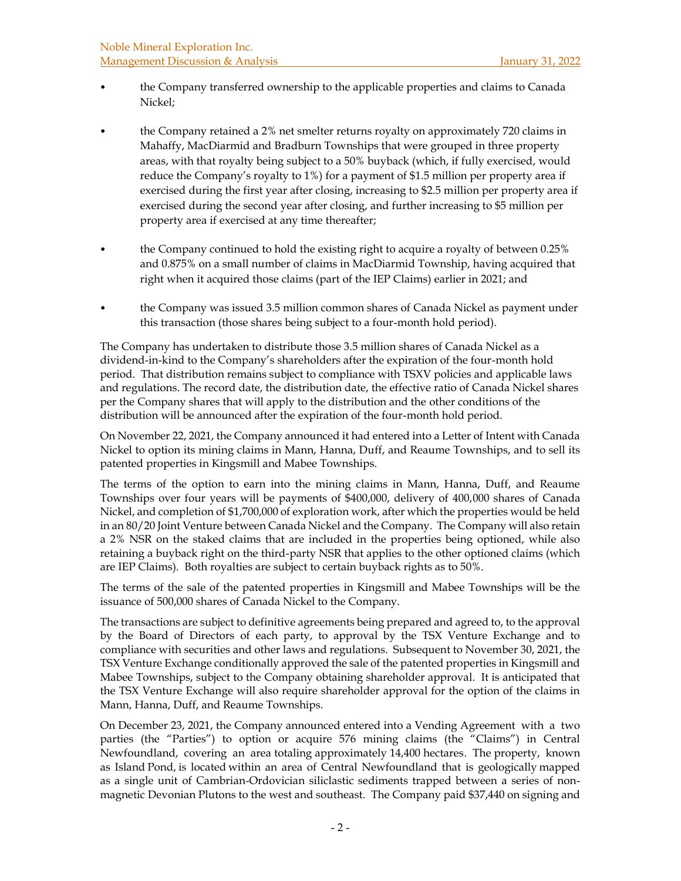- the Company transferred ownership to the applicable properties and claims to Canada Nickel;
- the Company retained a 2% net smelter returns royalty on approximately 720 claims in Mahaffy, MacDiarmid and Bradburn Townships that were grouped in three property areas, with that royalty being subject to a 50% buyback (which, if fully exercised, would reduce the Company's royalty to 1%) for a payment of $1.5 million per property area if exercised during the first year after closing, increasing to $2.5 million per property area if exercised during the second year after closing, and further increasing to $5 million per property area if exercised at any time thereafter;
- the Company continued to hold the existing right to acquire a royalty of between 0.25% and 0.875% on a small number of claims in MacDiarmid Township, having acquired that right when it acquired those claims (part of the IEP Claims) earlier in 2021; and
- the Company was issued 3.5 million common shares of Canada Nickel as payment under this transaction (those shares being subject to a four-month hold period).

The Company has undertaken to distribute those 3.5 million shares of Canada Nickel as a dividend-in-kind to the Company's shareholders after the expiration of the four-month hold period. That distribution remains subject to compliance with TSXV policies and applicable laws and regulations. The record date, the distribution date, the effective ratio of Canada Nickel shares per the Company shares that will apply to the distribution and the other conditions of the distribution will be announced after the expiration of the four-month hold period.

On November 22, 2021, the Company announced it had entered into a Letter of Intent with Canada Nickel to option its mining claims in Mann, Hanna, Duff, and Reaume Townships, and to sell its patented properties in Kingsmill and Mabee Townships.

The terms of the option to earn into the mining claims in Mann, Hanna, Duff, and Reaume Townships over four years will be payments of $400,000, delivery of 400,000 shares of Canada Nickel, and completion of $1,700,000 of exploration work, after which the properties would be held in an 80/20 Joint Venture between Canada Nickel and the Company. The Company will also retain a 2% NSR on the staked claims that are included in the properties being optioned, while also retaining a buyback right on the third-party NSR that applies to the other optioned claims (which are IEP Claims). Both royalties are subject to certain buyback rights as to 50%.

The terms of the sale of the patented properties in Kingsmill and Mabee Townships will be the issuance of 500,000 shares of Canada Nickel to the Company.

The transactions are subject to definitive agreements being prepared and agreed to, to the approval by the Board of Directors of each party, to approval by the TSX Venture Exchange and to compliance with securities and other laws and regulations. Subsequent to November 30, 2021, the TSX Venture Exchange conditionally approved the sale of the patented properties in Kingsmill and Mabee Townships, subject to the Company obtaining shareholder approval. It is anticipated that the TSX Venture Exchange will also require shareholder approval for the option of the claims in Mann, Hanna, Duff, and Reaume Townships.

On December 23, 2021, the Company announced entered into a Vending Agreement with a two parties (the "Parties") to option or acquire 576 mining claims (the "Claims") in Central Newfoundland, covering an area totaling approximately 14,400 hectares. The property, known as Island Pond, is located within an area of Central Newfoundland that is geologically mapped as a single unit of Cambrian-Ordovician siliclastic sediments trapped between a series of non-magnetic Devonian Plutons to the west and southeast. The Company paid $37,440 on signing and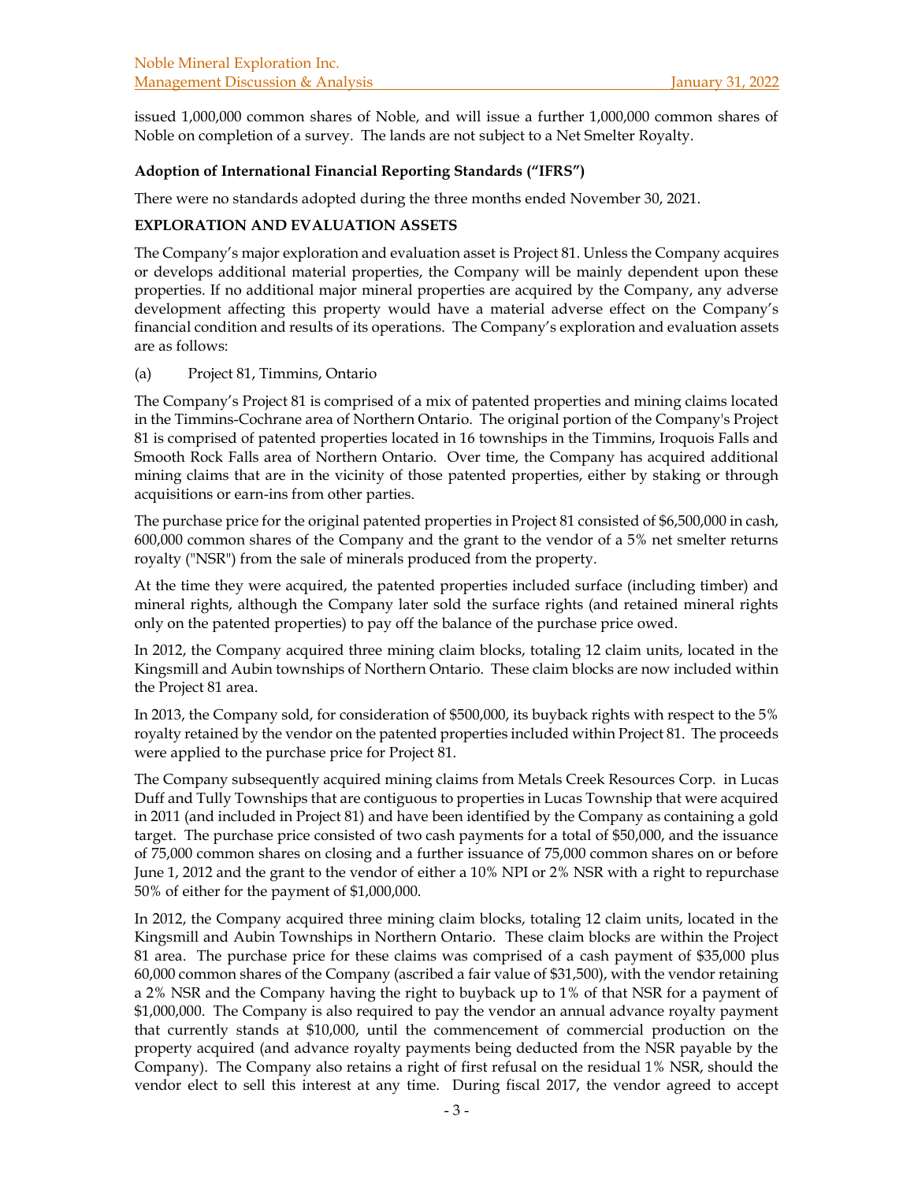issued 1,000,000 common shares of Noble, and will issue a further 1,000,000 common shares of Noble on completion of a survey. The lands are not subject to a Net Smelter Royalty.

**Adoption of International Financial Reporting Standards ("IFRS")**

There were no standards adopted during the three months ended November 30, 2021.

**EXPLORATION AND EVALUATION ASSETS**

The Company's major exploration and evaluation asset is Project 81. Unless the Company acquires or develops additional material properties, the Company will be mainly dependent upon these properties. If no additional major mineral properties are acquired by the Company, any adverse development affecting this property would have a material adverse effect on the Company's financial condition and results of its operations. The Company's exploration and evaluation assets are as follows:

(a) Project 81, Timmins, Ontario

The Company's Project 81 is comprised of a mix of patented properties and mining claims located in the Timmins-Cochrane area of Northern Ontario. The original portion of the Company's Project 81 is comprised of patented properties located in 16 townships in the Timmins, Iroquois Falls and Smooth Rock Falls area of Northern Ontario. Over time, the Company has acquired additional mining claims that are in the vicinity of those patented properties, either by staking or through acquisitions or earn-ins from other parties.

The purchase price for the original patented properties in Project 81 consisted of $6,500,000 in cash, 600,000 common shares of the Company and the grant to the vendor of a 5% net smelter returns royalty ("NSR") from the sale of minerals produced from the property.

At the time they were acquired, the patented properties included surface (including timber) and mineral rights, although the Company later sold the surface rights (and retained mineral rights only on the patented properties) to pay off the balance of the purchase price owed.

In 2012, the Company acquired three mining claim blocks, totaling 12 claim units, located in the Kingsmill and Aubin townships of Northern Ontario. These claim blocks are now included within the Project 81 area.

In 2013, the Company sold, for consideration of $500,000, its buyback rights with respect to the 5% royalty retained by the vendor on the patented properties included within Project 81. The proceeds were applied to the purchase price for Project 81.

The Company subsequently acquired mining claims from Metals Creek Resources Corp. in Lucas Duff and Tully Townships that are contiguous to properties in Lucas Township that were acquired in 2011 (and included in Project 81) and have been identified by the Company as containing a gold target. The purchase price consisted of two cash payments for a total of $50,000, and the issuance of 75,000 common shares on closing and a further issuance of 75,000 common shares on or before June 1, 2012 and the grant to the vendor of either a 10% NPI or 2% NSR with a right to repurchase 50% of either for the payment of $1,000,000.

In 2012, the Company acquired three mining claim blocks, totaling 12 claim units, located in the Kingsmill and Aubin Townships in Northern Ontario. These claim blocks are within the Project 81 area. The purchase price for these claims was comprised of a cash payment of $35,000 plus 60,000 common shares of the Company (ascribed a fair value of $31,500), with the vendor retaining a 2% NSR and the Company having the right to buyback up to 1% of that NSR for a payment of $1,000,000. The Company is also required to pay the vendor an annual advance royalty payment that currently stands at $10,000, until the commencement of commercial production on the property acquired (and advance royalty payments being deducted from the NSR payable by the Company). The Company also retains a right of first refusal on the residual 1% NSR, should the vendor elect to sell this interest at any time. During fiscal 2017, the vendor agreed to accept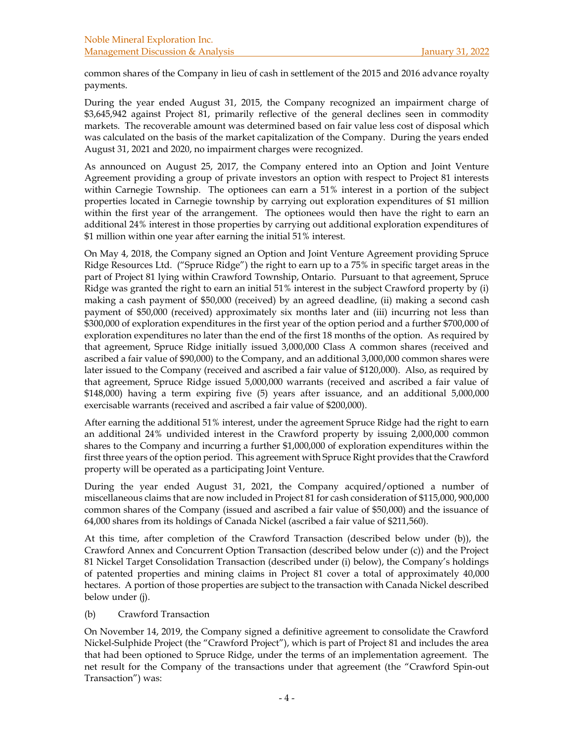common shares of the Company in lieu of cash in settlement of the 2015 and 2016 advance royalty payments.

During the year ended August 31, 2015, the Company recognized an impairment charge of $3,645,942 against Project 81, primarily reflective of the general declines seen in commodity markets. The recoverable amount was determined based on fair value less cost of disposal which was calculated on the basis of the market capitalization of the Company. During the years ended August 31, 2021 and 2020, no impairment charges were recognized.

As announced on August 25, 2017, the Company entered into an Option and Joint Venture Agreement providing a group of private investors an option with respect to Project 81 interests within Carnegie Township. The optionees can earn a 51% interest in a portion of the subject properties located in Carnegie township by carrying out exploration expenditures of $1 million within the first year of the arrangement. The optionees would then have the right to earn an additional 24% interest in those properties by carrying out additional exploration expenditures of $1 million within one year after earning the initial 51% interest.

On May 4, 2018, the Company signed an Option and Joint Venture Agreement providing Spruce Ridge Resources Ltd. ("Spruce Ridge") the right to earn up to a 75% in specific target areas in the part of Project 81 lying within Crawford Township, Ontario. Pursuant to that agreement, Spruce Ridge was granted the right to earn an initial 51% interest in the subject Crawford property by (i) making a cash payment of $50,000 (received) by an agreed deadline, (ii) making a second cash payment of $50,000 (received) approximately six months later and (iii) incurring not less than $300,000 of exploration expenditures in the first year of the option period and a further $700,000 of exploration expenditures no later than the end of the first 18 months of the option. As required by that agreement, Spruce Ridge initially issued 3,000,000 Class A common shares (received and ascribed a fair value of $90,000) to the Company, and an additional 3,000,000 common shares were later issued to the Company (received and ascribed a fair value of $120,000). Also, as required by that agreement, Spruce Ridge issued 5,000,000 warrants (received and ascribed a fair value of $148,000) having a term expiring five (5) years after issuance, and an additional 5,000,000 exercisable warrants (received and ascribed a fair value of $200,000).

After earning the additional 51% interest, under the agreement Spruce Ridge had the right to earn an additional 24% undivided interest in the Crawford property by issuing 2,000,000 common shares to the Company and incurring a further $1,000,000 of exploration expenditures within the first three years of the option period. This agreement with Spruce Right provides that the Crawford property will be operated as a participating Joint Venture.

During the year ended August 31, 2021, the Company acquired/optioned a number of miscellaneous claims that are now included in Project 81 for cash consideration of $115,000, 900,000 common shares of the Company (issued and ascribed a fair value of $50,000) and the issuance of 64,000 shares from its holdings of Canada Nickel (ascribed a fair value of $211,560).

At this time, after completion of the Crawford Transaction (described below under (b)), the Crawford Annex and Concurrent Option Transaction (described below under (c)) and the Project 81 Nickel Target Consolidation Transaction (described under (i) below), the Company's holdings of patented properties and mining claims in Project 81 cover a total of approximately 40,000 hectares. A portion of those properties are subject to the transaction with Canada Nickel described below under (j).

(b) Crawford Transaction

On November 14, 2019, the Company signed a definitive agreement to consolidate the Crawford Nickel-Sulphide Project (the "Crawford Project"), which is part of Project 81 and includes the area that had been optioned to Spruce Ridge, under the terms of an implementation agreement. The net result for the Company of the transactions under that agreement (the "Crawford Spin-out Transaction") was: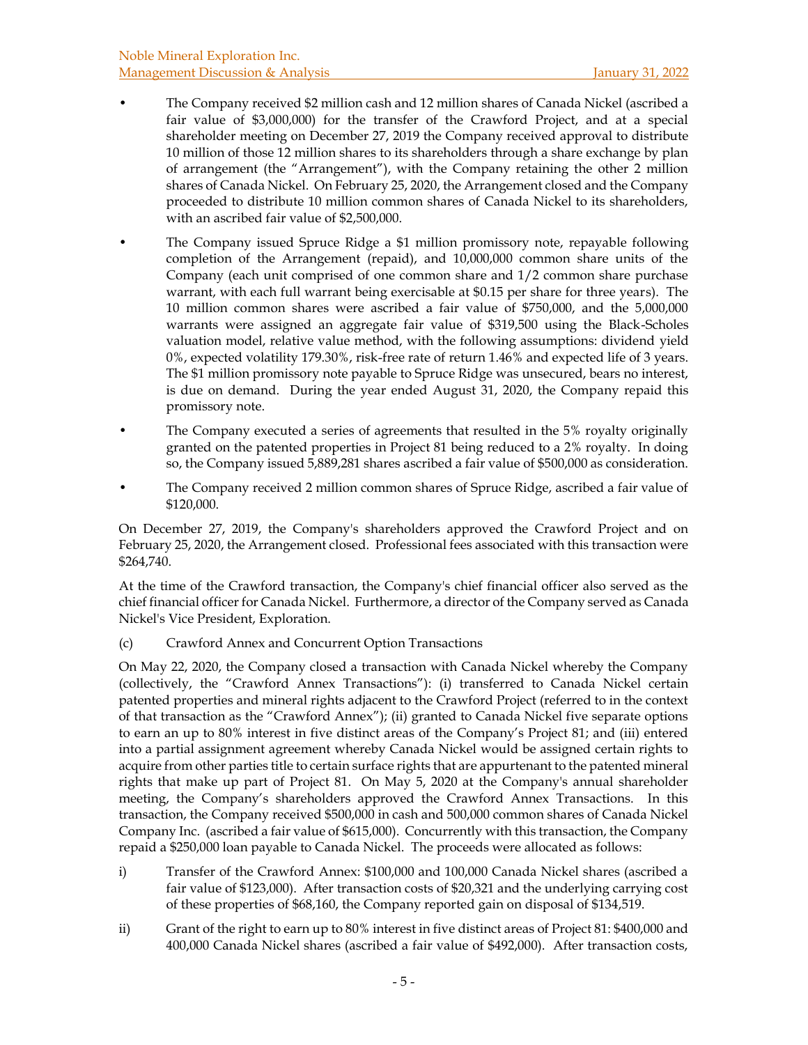- The Company received $2 million cash and 12 million shares of Canada Nickel (ascribed a fair value of $3,000,000) for the transfer of the Crawford Project, and at a special shareholder meeting on December 27, 2019 the Company received approval to distribute 10 million of those 12 million shares to its shareholders through a share exchange by plan of arrangement (the "Arrangement"), with the Company retaining the other 2 million shares of Canada Nickel. On February 25, 2020, the Arrangement closed and the Company proceeded to distribute 10 million common shares of Canada Nickel to its shareholders, with an ascribed fair value of $2,500,000.
- The Company issued Spruce Ridge a $1 million promissory note, repayable following completion of the Arrangement (repaid), and 10,000,000 common share units of the Company (each unit comprised of one common share and 1/2 common share purchase warrant, with each full warrant being exercisable at $0.15 per share for three years). The 10 million common shares were ascribed a fair value of $750,000, and the 5,000,000 warrants were assigned an aggregate fair value of $319,500 using the Black-Scholes valuation model, relative value method, with the following assumptions: dividend yield 0%, expected volatility 179.30%, risk-free rate of return 1.46% and expected life of 3 years. The $1 million promissory note payable to Spruce Ridge was unsecured, bears no interest, is due on demand. During the year ended August 31, 2020, the Company repaid this promissory note.
- The Company executed a series of agreements that resulted in the 5% royalty originally granted on the patented properties in Project 81 being reduced to a 2% royalty. In doing so, the Company issued 5,889,281 shares ascribed a fair value of $500,000 as consideration.
- The Company received 2 million common shares of Spruce Ridge, ascribed a fair value of $120,000.

On December 27, 2019, the Company's shareholders approved the Crawford Project and on February 25, 2020, the Arrangement closed. Professional fees associated with this transaction were $264,740.

At the time of the Crawford transaction, the Company's chief financial officer also served as the chief financial officer for Canada Nickel. Furthermore, a director of the Company served as Canada Nickel's Vice President, Exploration.

(c) Crawford Annex and Concurrent Option Transactions

On May 22, 2020, the Company closed a transaction with Canada Nickel whereby the Company (collectively, the "Crawford Annex Transactions"): (i) transferred to Canada Nickel certain patented properties and mineral rights adjacent to the Crawford Project (referred to in the context of that transaction as the "Crawford Annex"); (ii) granted to Canada Nickel five separate options to earn an up to 80% interest in five distinct areas of the Company's Project 81; and (iii) entered into a partial assignment agreement whereby Canada Nickel would be assigned certain rights to acquire from other parties title to certain surface rights that are appurtenant to the patented mineral rights that make up part of Project 81. On May 5, 2020 at the Company's annual shareholder meeting, the Company's shareholders approved the Crawford Annex Transactions. In this transaction, the Company received $500,000 in cash and 500,000 common shares of Canada Nickel Company Inc. (ascribed a fair value of $615,000). Concurrently with this transaction, the Company repaid a $250,000 loan payable to Canada Nickel. The proceeds were allocated as follows:

i) Transfer of the Crawford Annex: $100,000 and 100,000 Canada Nickel shares (ascribed a fair value of $123,000). After transaction costs of $20,321 and the underlying carrying cost of these properties of $68,160, the Company reported gain on disposal of $134,519.

ii) Grant of the right to earn up to 80% interest in five distinct areas of Project 81: $400,000 and 400,000 Canada Nickel shares (ascribed a fair value of $492,000). After transaction costs,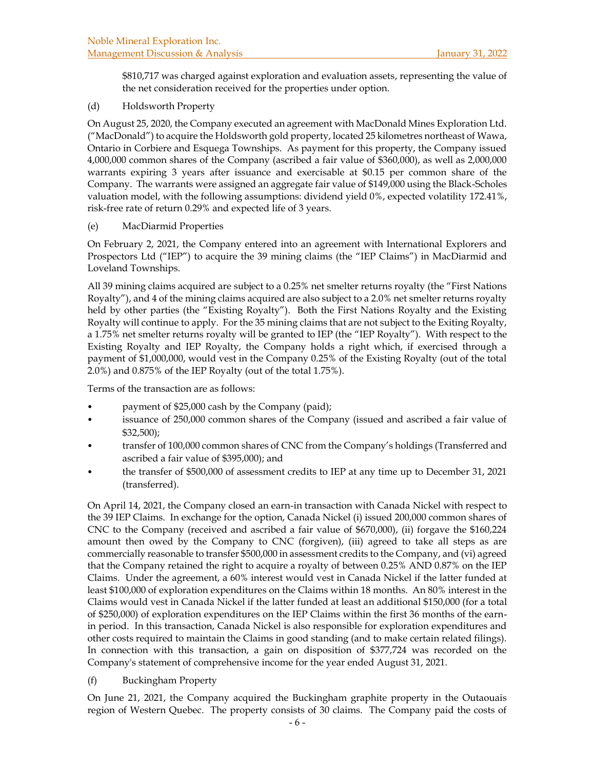$810,717 was charged against exploration and evaluation assets, representing the value of the net consideration received for the properties under option.

(d) Holdsworth Property

On August 25, 2020, the Company executed an agreement with MacDonald Mines Exploration Ltd. ("MacDonald") to acquire the Holdsworth gold property, located 25 kilometres northeast of Wawa, Ontario in Corbiere and Esquega Townships. As payment for this property, the Company issued 4,000,000 common shares of the Company (ascribed a fair value of $360,000), as well as 2,000,000 warrants expiring 3 years after issuance and exercisable at $0.15 per common share of the Company. The warrants were assigned an aggregate fair value of $149,000 using the Black-Scholes valuation model, with the following assumptions: dividend yield 0%, expected volatility 172.41%, risk-free rate of return 0.29% and expected life of 3 years.

(e) MacDiarmid Properties

On February 2, 2021, the Company entered into an agreement with International Explorers and Prospectors Ltd ("IEP") to acquire the 39 mining claims (the "IEP Claims") in MacDiarmid and Loveland Townships.

All 39 mining claims acquired are subject to a 0.25% net smelter returns royalty (the "First Nations Royalty"), and 4 of the mining claims acquired are also subject to a 2.0% net smelter returns royalty held by other parties (the "Existing Royalty"). Both the First Nations Royalty and the Existing Royalty will continue to apply. For the 35 mining claims that are not subject to the Exiting Royalty, a 1.75% net smelter returns royalty will be granted to IEP (the "IEP Royalty"). With respect to the Existing Royalty and IEP Royalty, the Company holds a right which, if exercised through a payment of $1,000,000, would vest in the Company 0.25% of the Existing Royalty (out of the total 2.0%) and 0.875% of the IEP Royalty (out of the total 1.75%).

Terms of the transaction are as follows:

- payment of $25,000 cash by the Company (paid);
- issuance of 250,000 common shares of the Company (issued and ascribed a fair value of $32,500);
- transfer of 100,000 common shares of CNC from the Company's holdings (Transferred and ascribed a fair value of $395,000); and
- the transfer of $500,000 of assessment credits to IEP at any time up to December 31, 2021 (transferred).

On April 14, 2021, the Company closed an earn-in transaction with Canada Nickel with respect to the 39 IEP Claims. In exchange for the option, Canada Nickel (i) issued 200,000 common shares of CNC to the Company (received and ascribed a fair value of $670,000), (ii) forgave the $160,224 amount then owed by the Company to CNC (forgiven), (iii) agreed to take all steps as are commercially reasonable to transfer $500,000 in assessment credits to the Company, and (vi) agreed that the Company retained the right to acquire a royalty of between 0.25% AND 0.87% on the IEP Claims. Under the agreement, a 60% interest would vest in Canada Nickel if the latter funded at least $100,000 of exploration expenditures on the Claims within 18 months. An 80% interest in the Claims would vest in Canada Nickel if the latter funded at least an additional $150,000 (for a total of $250,000) of exploration expenditures on the IEP Claims within the first 36 months of the earn-in period. In this transaction, Canada Nickel is also responsible for exploration expenditures and other costs required to maintain the Claims in good standing (and to make certain related filings). In connection with this transaction, a gain on disposition of $377,724 was recorded on the Company's statement of comprehensive income for the year ended August 31, 2021.

(f) Buckingham Property

On June 21, 2021, the Company acquired the Buckingham graphite property in the Outaouais region of Western Quebec. The property consists of 30 claims. The Company paid the costs of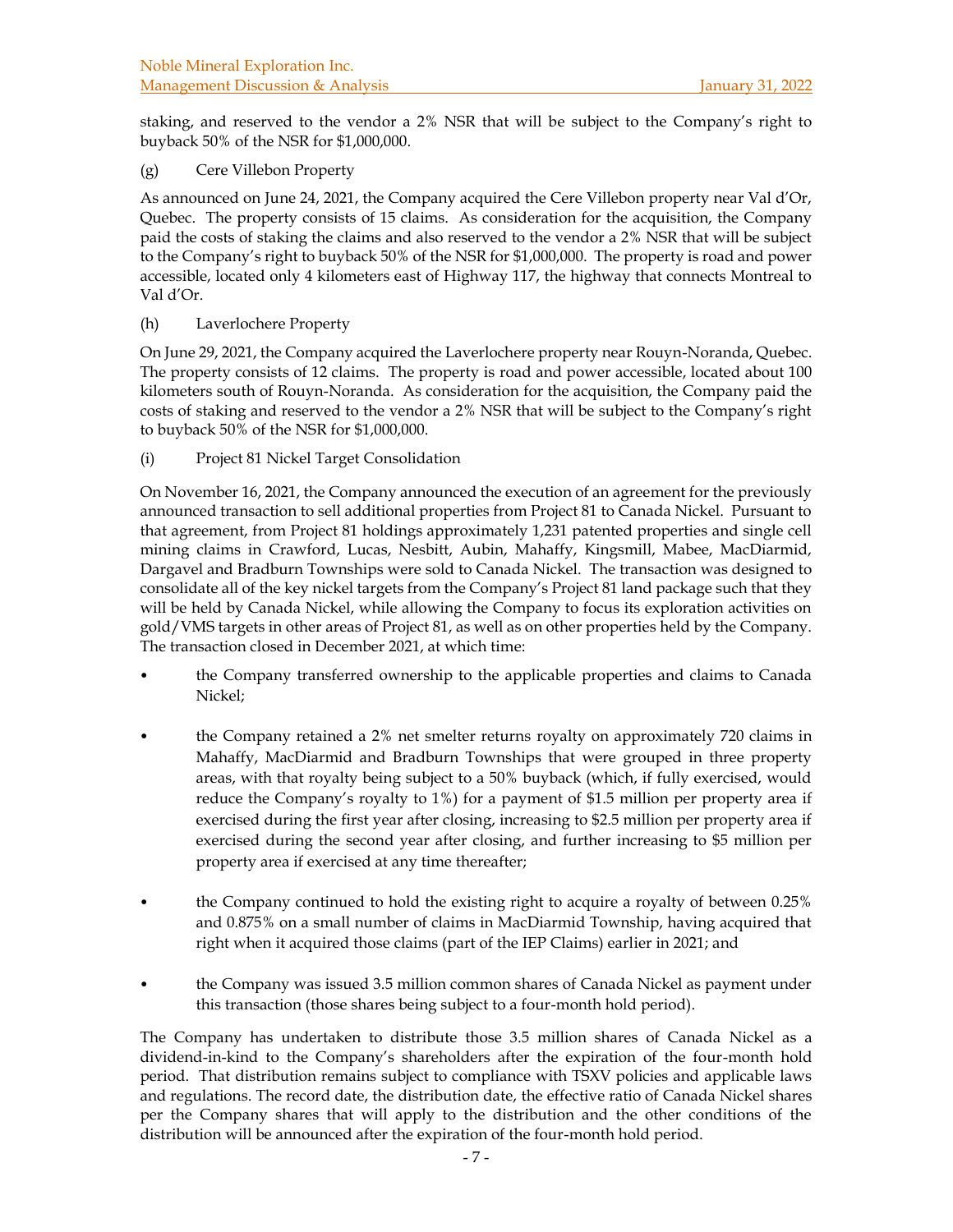staking, and reserved to the vendor a 2% NSR that will be subject to the Company's right to buyback 50% of the NSR for $1,000,000.

(g) Cere Villebon Property

As announced on June 24, 2021, the Company acquired the Cere Villebon property near Val d'Or, Quebec. The property consists of 15 claims. As consideration for the acquisition, the Company paid the costs of staking the claims and also reserved to the vendor a 2% NSR that will be subject to the Company's right to buyback 50% of the NSR for $1,000,000. The property is road and power accessible, located only 4 kilometers east of Highway 117, the highway that connects Montreal to Val d'Or.

(h) Laverlochere Property

On June 29, 2021, the Company acquired the Laverlochere property near Rouyn-Noranda, Quebec. The property consists of 12 claims. The property is road and power accessible, located about 100 kilometers south of Rouyn-Noranda. As consideration for the acquisition, the Company paid the costs of staking and reserved to the vendor a 2% NSR that will be subject to the Company's right to buyback 50% of the NSR for $1,000,000.

(i) Project 81 Nickel Target Consolidation

On November 16, 2021, the Company announced the execution of an agreement for the previously announced transaction to sell additional properties from Project 81 to Canada Nickel. Pursuant to that agreement, from Project 81 holdings approximately 1,231 patented properties and single cell mining claims in Crawford, Lucas, Nesbitt, Aubin, Mahaffy, Kingsmill, Mabee, MacDiarmid, Dargavel and Bradburn Townships were sold to Canada Nickel. The transaction was designed to consolidate all of the key nickel targets from the Company's Project 81 land package such that they will be held by Canada Nickel, while allowing the Company to focus its exploration activities on gold/VMS targets in other areas of Project 81, as well as on other properties held by the Company. The transaction closed in December 2021, at which time:

- the Company transferred ownership to the applicable properties and claims to Canada Nickel;
- the Company retained a 2% net smelter returns royalty on approximately 720 claims in Mahaffy, MacDiarmid and Bradburn Townships that were grouped in three property areas, with that royalty being subject to a 50% buyback (which, if fully exercised, would reduce the Company's royalty to 1%) for a payment of $1.5 million per property area if exercised during the first year after closing, increasing to $2.5 million per property area if exercised during the second year after closing, and further increasing to $5 million per property area if exercised at any time thereafter;
- the Company continued to hold the existing right to acquire a royalty of between 0.25% and 0.875% on a small number of claims in MacDiarmid Township, having acquired that right when it acquired those claims (part of the IEP Claims) earlier in 2021; and
- the Company was issued 3.5 million common shares of Canada Nickel as payment under this transaction (those shares being subject to a four-month hold period).

The Company has undertaken to distribute those 3.5 million shares of Canada Nickel as a dividend-in-kind to the Company's shareholders after the expiration of the four-month hold period. That distribution remains subject to compliance with TSXV policies and applicable laws and regulations. The record date, the distribution date, the effective ratio of Canada Nickel shares per the Company shares that will apply to the distribution and the other conditions of the distribution will be announced after the expiration of the four-month hold period.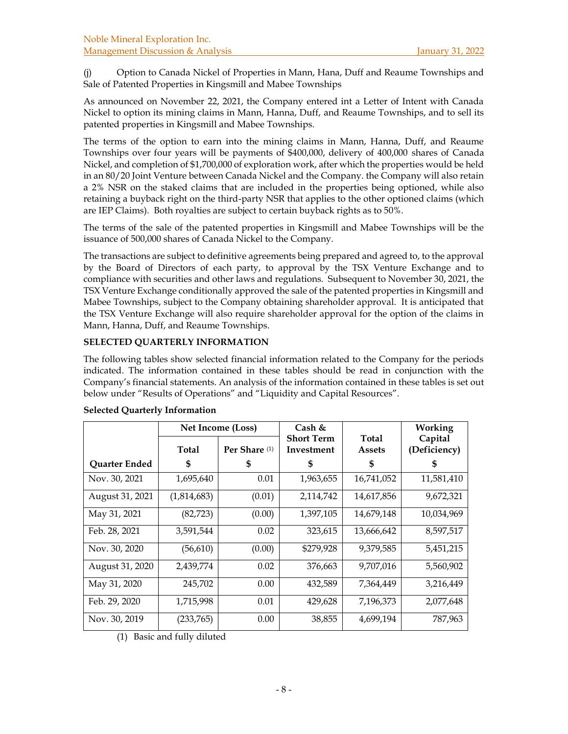(j) Option to Canada Nickel of Properties in Mann, Hana, Duff and Reaume Townships and Sale of Patented Properties in Kingsmill and Mabee Townships

As announced on November 22, 2021, the Company entered int a Letter of Intent with Canada Nickel to option its mining claims in Mann, Hanna, Duff, and Reaume Townships, and to sell its patented properties in Kingsmill and Mabee Townships.

The terms of the option to earn into the mining claims in Mann, Hanna, Duff, and Reaume Townships over four years will be payments of $400,000, delivery of 400,000 shares of Canada Nickel, and completion of $1,700,000 of exploration work, after which the properties would be held in an 80/20 Joint Venture between Canada Nickel and the Company. the Company will also retain a 2% NSR on the staked claims that are included in the properties being optioned, while also retaining a buyback right on the third-party NSR that applies to the other optioned claims (which are IEP Claims). Both royalties are subject to certain buyback rights as to 50%.

The terms of the sale of the patented properties in Kingsmill and Mabee Townships will be the issuance of 500,000 shares of Canada Nickel to the Company.

The transactions are subject to definitive agreements being prepared and agreed to, to the approval by the Board of Directors of each party, to approval by the TSX Venture Exchange and to compliance with securities and other laws and regulations. Subsequent to November 30, 2021, the TSX Venture Exchange conditionally approved the sale of the patented properties in Kingsmill and Mabee Townships, subject to the Company obtaining shareholder approval. It is anticipated that the TSX Venture Exchange will also require shareholder approval for the option of the claims in Mann, Hanna, Duff, and Reaume Townships.

## SELECTED QUARTERLY INFORMATION

The following tables show selected financial information related to the Company for the periods indicated. The information contained in these tables should be read in conjunction with the Company's financial statements. An analysis of the information contained in these tables is set out below under "Results of Operations" and "Liquidity and Capital Resources".

**Selected Quarterly Information**

| | Net Income (Loss) | | Cash & Short Term Investment | Total Assets | Working Capital (Deficiency) |
|---|---|---|---|---|---|
| | Total | Per Share (1) | | | |
| Quarter Ended | $ | $ | $ | $ | $ |
| Nov. 30, 2021 | 1,695,640 | 0.01 | 1,963,655 | 16,741,052 | 11,581,410 |
| August 31, 2021 | (1,814,683) | (0.01) | 2,114,742 | 14,617,856 | 9,672,321 |
| May 31, 2021 | (82,723) | (0.00) | 1,397,105 | 14,679,148 | 10,034,969 |
| Feb. 28, 2021 | 3,591,544 | 0.02 | 323,615 | 13,666,642 | 8,597,517 |
| Nov. 30, 2020 | (56,610) | (0.00) | $279,928 | 9,379,585 | 5,451,215 |
| August 31, 2020 | 2,439,774 | 0.02 | 376,663 | 9,707,016 | 5,560,902 |
| May 31, 2020 | 245,702 | 0.00 | 432,589 | 7,364,449 | 3,216,449 |
| Feb. 29, 2020 | 1,715,998 | 0.01 | 429,628 | 7,196,373 | 2,077,648 |
| Nov. 30, 2019 | (233,765) | 0.00 | 38,855 | 4,699,194 | 787,963 |

(1) Basic and fully diluted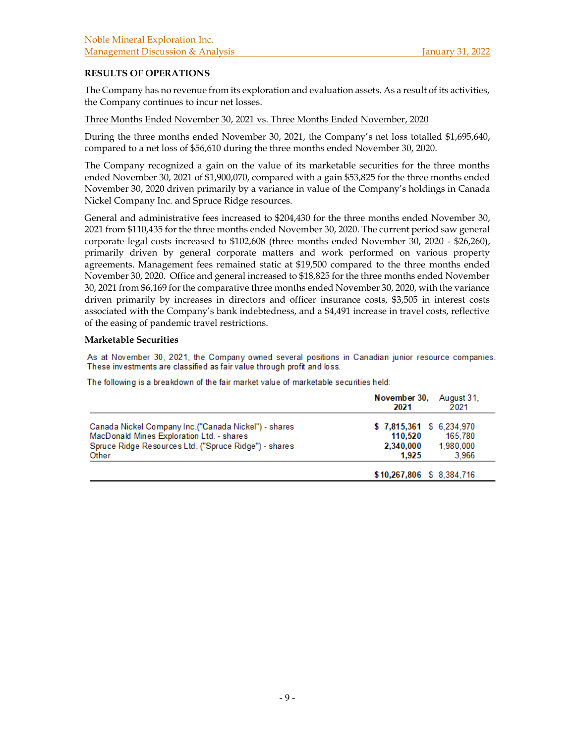## RESULTS OF OPERATIONS

The Company has no revenue from its exploration and evaluation assets. As a result of its activities, the Company continues to incur net losses.

Three Months Ended November 30, 2021 vs. Three Months Ended November, 2020

During the three months ended November 30, 2021, the Company's net loss totalled $1,695,640, compared to a net loss of $56,610 during the three months ended November 30, 2020.

The Company recognized a gain on the value of its marketable securities for the three months ended November 30, 2021 of $1,900,070, compared with a gain $53,825 for the three months ended November 30, 2020 driven primarily by a variance in value of the Company's holdings in Canada Nickel Company Inc. and Spruce Ridge resources.

General and administrative fees increased to $204,430 for the three months ended November 30, 2021 from $110,435 for the three months ended November 30, 2020. The current period saw general corporate legal costs increased to $102,608 (three months ended November 30, 2020 - $26,260), primarily driven by general corporate matters and work performed on various property agreements. Management fees remained static at $19,500 compared to the three months ended November 30, 2020. Office and general increased to $18,825 for the three months ended November 30, 2021 from $6,169 for the comparative three months ended November 30, 2020, with the variance driven primarily by increases in directors and officer insurance costs, $3,505 in interest costs associated with the Company's bank indebtedness, and a $4,491 increase in travel costs, reflective of the easing of pandemic travel restrictions.

### Marketable Securities

As at November 30, 2021, the Company owned several positions in Canadian junior resource companies. These investments are classified as fair value through profit and loss.

The following is a breakdown of the fair market value of marketable securities held:

| | November 30, 2021 | August 31, 2021 |
|---|---|---|
| Canada Nickel Company Inc.("Canada Nickel") - shares | **$ 7,815,361** | $ 6,234,970 |
| MacDonald Mines Exploration Ltd. - shares | **110,520** | 165,780 |
| Spruce Ridge Resources Ltd. ("Spruce Ridge") - shares | **2,340,000** | 1,980,000 |
| Other | **1,925** | 3,966 |
| | **$10,267,806** | $ 8,384,716 |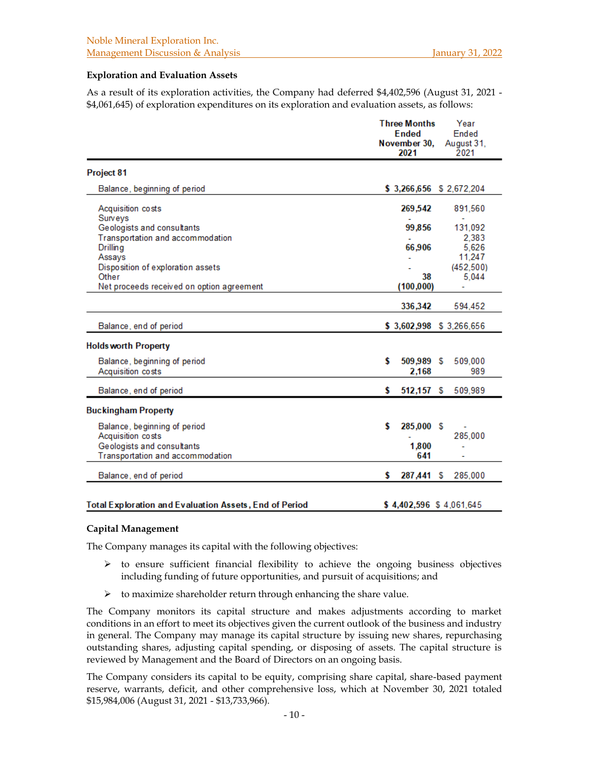### Exploration and Evaluation Assets

As a result of its exploration activities, the Company had deferred $4,402,596 (August 31, 2021 - $4,061,645) of exploration expenditures on its exploration and evaluation assets, as follows:

| | Three Months Ended November 30, 2021 | Year Ended August 31, 2021 |
|---|---|---|
| **Project 81** | | |
| Balance, beginning of period | $ 3,266,656 | $ 2,672,204 |
| Acquisition costs | 269,542 | 891,560 |
| Surveys | - | - |
| Geologists and consultants | 99,856 | 131,092 |
| Transportation and accommodation | - | 2,383 |
| Drilling | 66,906 | 5,626 |
| Assays | - | 11,247 |
| Disposition of exploration assets | - | (452,500) |
| Other | 38 | 5,044 |
| Net proceeds received on option agreement | (100,000) | - |
| | 336,342 | 594,452 |
| Balance, end of period | $ 3,602,998 | $ 3,266,656 |
| **Holdsworth Property** | | |
| Balance, beginning of period | $ 509,989 | $ 509,000 |
| Acquisition costs | 2,168 | 989 |
| Balance, end of period | $ 512,157 | $ 509,989 |
| **Buckingham Property** | | |
| Balance, beginning of period | $ 285,000 | $ - |
| Acquisition costs | - | 285,000 |
| Geologists and consultants | 1,800 | - |
| Transportation and accommodation | 641 | - |
| Balance, end of period | $ 287,441 | $ 285,000 |
| **Total Exploration and Evaluation Assets, End of Period** | $ 4,402,596 | $ 4,061,645 |

### Capital Management

The Company manages its capital with the following objectives:

- to ensure sufficient financial flexibility to achieve the ongoing business objectives including funding of future opportunities, and pursuit of acquisitions; and
- to maximize shareholder return through enhancing the share value.

The Company monitors its capital structure and makes adjustments according to market conditions in an effort to meet its objectives given the current outlook of the business and industry in general. The Company may manage its capital structure by issuing new shares, repurchasing outstanding shares, adjusting capital spending, or disposing of assets. The capital structure is reviewed by Management and the Board of Directors on an ongoing basis.

The Company considers its capital to be equity, comprising share capital, share-based payment reserve, warrants, deficit, and other comprehensive loss, which at November 30, 2021 totaled $15,984,006 (August 31, 2021 - $13,733,966).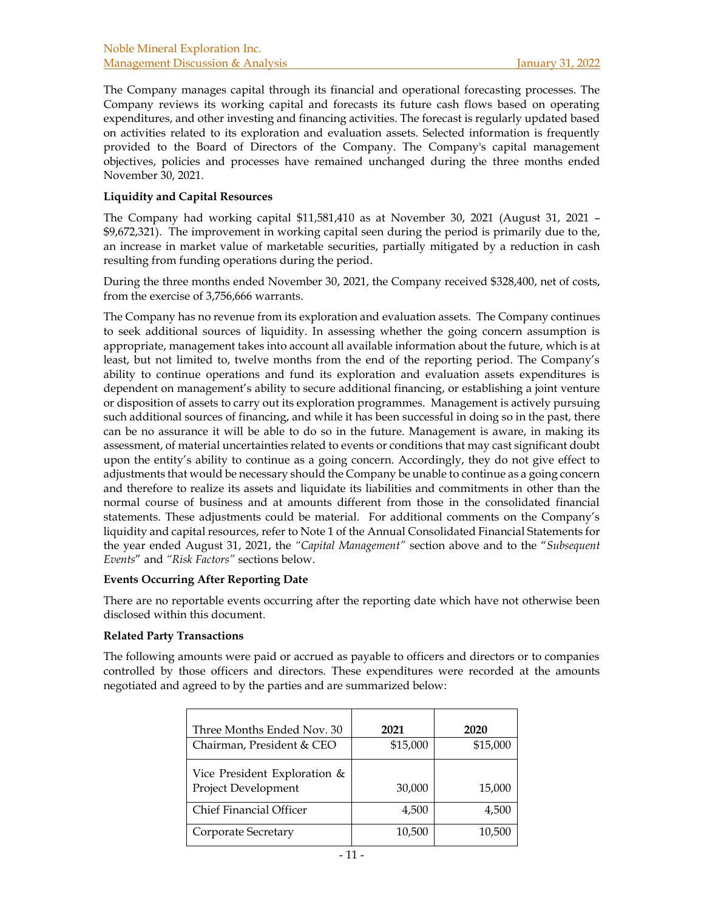The Company manages capital through its financial and operational forecasting processes. The Company reviews its working capital and forecasts its future cash flows based on operating expenditures, and other investing and financing activities. The forecast is regularly updated based on activities related to its exploration and evaluation assets. Selected information is frequently provided to the Board of Directors of the Company. The Company's capital management objectives, policies and processes have remained unchanged during the three months ended November 30, 2021.

**Liquidity and Capital Resources**

The Company had working capital $11,581,410 as at November 30, 2021 (August 31, 2021 – $9,672,321). The improvement in working capital seen during the period is primarily due to the, an increase in market value of marketable securities, partially mitigated by a reduction in cash resulting from funding operations during the period.

During the three months ended November 30, 2021, the Company received $328,400, net of costs, from the exercise of 3,756,666 warrants.

The Company has no revenue from its exploration and evaluation assets. The Company continues to seek additional sources of liquidity. In assessing whether the going concern assumption is appropriate, management takes into account all available information about the future, which is at least, but not limited to, twelve months from the end of the reporting period. The Company's ability to continue operations and fund its exploration and evaluation assets expenditures is dependent on management's ability to secure additional financing, or establishing a joint venture or disposition of assets to carry out its exploration programmes. Management is actively pursuing such additional sources of financing, and while it has been successful in doing so in the past, there can be no assurance it will be able to do so in the future. Management is aware, in making its assessment, of material uncertainties related to events or conditions that may cast significant doubt upon the entity's ability to continue as a going concern. Accordingly, they do not give effect to adjustments that would be necessary should the Company be unable to continue as a going concern and therefore to realize its assets and liquidate its liabilities and commitments in other than the normal course of business and at amounts different from those in the consolidated financial statements. These adjustments could be material. For additional comments on the Company's liquidity and capital resources, refer to Note 1 of the Annual Consolidated Financial Statements for the year ended August 31, 2021, the *"Capital Management"* section above and to the "*Subsequent Events*" and *"Risk Factors"* sections below.

**Events Occurring After Reporting Date**

There are no reportable events occurring after the reporting date which have not otherwise been disclosed within this document.

**Related Party Transactions**

The following amounts were paid or accrued as payable to officers and directors or to companies controlled by those officers and directors. These expenditures were recorded at the amounts negotiated and agreed to by the parties and are summarized below:

| Three Months Ended Nov. 30 | **2021** | **2020** |
|---|---|---|
| Chairman, President & CEO | $15,000 | $15,000 |
| Vice President Exploration & Project Development | 30,000 | 15,000 |
| Chief Financial Officer | 4,500 | 4,500 |
| Corporate Secretary | 10,500 | 10,500 |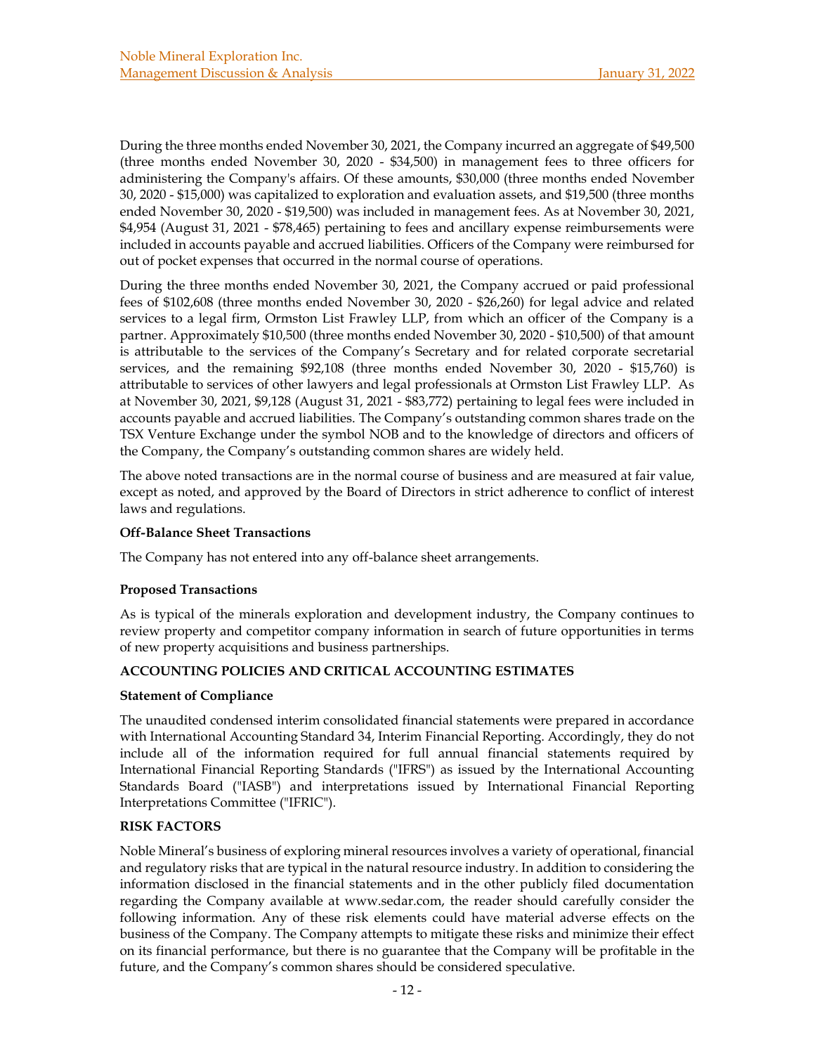During the three months ended November 30, 2021, the Company incurred an aggregate of $49,500 (three months ended November 30, 2020 - $34,500) in management fees to three officers for administering the Company's affairs. Of these amounts, $30,000 (three months ended November 30, 2020 - $15,000) was capitalized to exploration and evaluation assets, and $19,500 (three months ended November 30, 2020 - $19,500) was included in management fees. As at November 30, 2021, $4,954 (August 31, 2021 - $78,465) pertaining to fees and ancillary expense reimbursements were included in accounts payable and accrued liabilities. Officers of the Company were reimbursed for out of pocket expenses that occurred in the normal course of operations.

During the three months ended November 30, 2021, the Company accrued or paid professional fees of $102,608 (three months ended November 30, 2020 - $26,260) for legal advice and related services to a legal firm, Ormston List Frawley LLP, from which an officer of the Company is a partner. Approximately $10,500 (three months ended November 30, 2020 - $10,500) of that amount is attributable to the services of the Company's Secretary and for related corporate secretarial services, and the remaining $92,108 (three months ended November 30, 2020 - $15,760) is attributable to services of other lawyers and legal professionals at Ormston List Frawley LLP. As at November 30, 2021, $9,128 (August 31, 2021 - $83,772) pertaining to legal fees were included in accounts payable and accrued liabilities. The Company's outstanding common shares trade on the TSX Venture Exchange under the symbol NOB and to the knowledge of directors and officers of the Company, the Company's outstanding common shares are widely held.

The above noted transactions are in the normal course of business and are measured at fair value, except as noted, and approved by the Board of Directors in strict adherence to conflict of interest laws and regulations.

### Off-Balance Sheet Transactions

The Company has not entered into any off-balance sheet arrangements.

### Proposed Transactions

As is typical of the minerals exploration and development industry, the Company continues to review property and competitor company information in search of future opportunities in terms of new property acquisitions and business partnerships.

## ACCOUNTING POLICIES AND CRITICAL ACCOUNTING ESTIMATES

### Statement of Compliance

The unaudited condensed interim consolidated financial statements were prepared in accordance with International Accounting Standard 34, Interim Financial Reporting. Accordingly, they do not include all of the information required for full annual financial statements required by International Financial Reporting Standards ("IFRS") as issued by the International Accounting Standards Board ("IASB") and interpretations issued by International Financial Reporting Interpretations Committee ("IFRIC").

## RISK FACTORS

Noble Mineral's business of exploring mineral resources involves a variety of operational, financial and regulatory risks that are typical in the natural resource industry. In addition to considering the information disclosed in the financial statements and in the other publicly filed documentation regarding the Company available at www.sedar.com, the reader should carefully consider the following information. Any of these risk elements could have material adverse effects on the business of the Company. The Company attempts to mitigate these risks and minimize their effect on its financial performance, but there is no guarantee that the Company will be profitable in the future, and the Company's common shares should be considered speculative.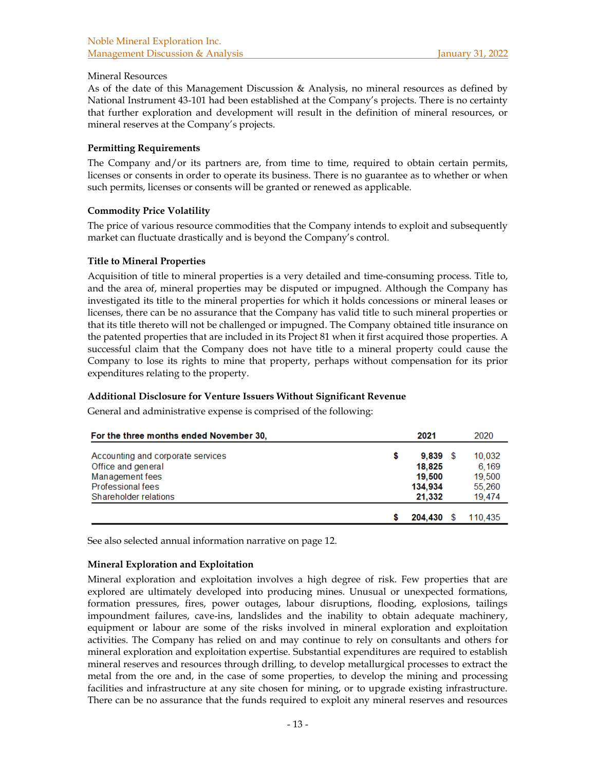Mineral Resources

As of the date of this Management Discussion & Analysis, no mineral resources as defined by National Instrument 43-101 had been established at the Company's projects. There is no certainty that further exploration and development will result in the definition of mineral resources, or mineral reserves at the Company's projects.

**Permitting Requirements**

The Company and/or its partners are, from time to time, required to obtain certain permits, licenses or consents in order to operate its business. There is no guarantee as to whether or when such permits, licenses or consents will be granted or renewed as applicable.

**Commodity Price Volatility**

The price of various resource commodities that the Company intends to exploit and subsequently market can fluctuate drastically and is beyond the Company's control.

**Title to Mineral Properties**

Acquisition of title to mineral properties is a very detailed and time-consuming process. Title to, and the area of, mineral properties may be disputed or impugned. Although the Company has investigated its title to the mineral properties for which it holds concessions or mineral leases or licenses, there can be no assurance that the Company has valid title to such mineral properties or that its title thereto will not be challenged or impugned. The Company obtained title insurance on the patented properties that are included in its Project 81 when it first acquired those properties. A successful claim that the Company does not have title to a mineral property could cause the Company to lose its rights to mine that property, perhaps without compensation for its prior expenditures relating to the property.

**Additional Disclosure for Venture Issuers Without Significant Revenue**

General and administrative expense is comprised of the following:

| For the three months ended November 30, | 2021 | 2020 |
|---|---|---|
| Accounting and corporate services | $ 9,839 | $ 10,032 |
| Office and general | 18,825 | 6,169 |
| Management fees | 19,500 | 19,500 |
| Professional fees | 134,934 | 55,260 |
| Shareholder relations | 21,332 | 19,474 |
| | $ 204,430 | $ 110,435 |

See also selected annual information narrative on page 12.

**Mineral Exploration and Exploitation**

Mineral exploration and exploitation involves a high degree of risk. Few properties that are explored are ultimately developed into producing mines. Unusual or unexpected formations, formation pressures, fires, power outages, labour disruptions, flooding, explosions, tailings impoundment failures, cave-ins, landslides and the inability to obtain adequate machinery, equipment or labour are some of the risks involved in mineral exploration and exploitation activities. The Company has relied on and may continue to rely on consultants and others for mineral exploration and exploitation expertise. Substantial expenditures are required to establish mineral reserves and resources through drilling, to develop metallurgical processes to extract the metal from the ore and, in the case of some properties, to develop the mining and processing facilities and infrastructure at any site chosen for mining, or to upgrade existing infrastructure. There can be no assurance that the funds required to exploit any mineral reserves and resources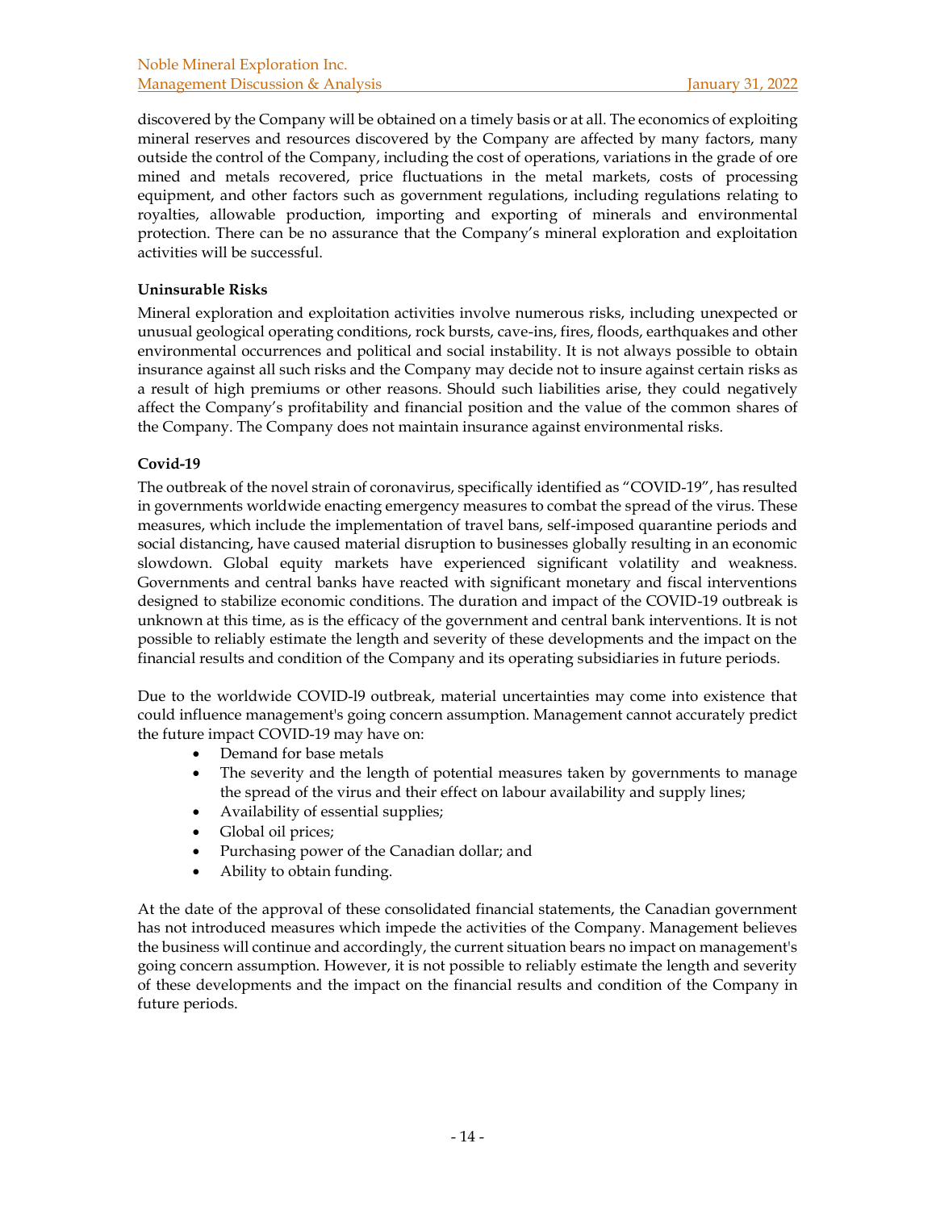discovered by the Company will be obtained on a timely basis or at all. The economics of exploiting mineral reserves and resources discovered by the Company are affected by many factors, many outside the control of the Company, including the cost of operations, variations in the grade of ore mined and metals recovered, price fluctuations in the metal markets, costs of processing equipment, and other factors such as government regulations, including regulations relating to royalties, allowable production, importing and exporting of minerals and environmental protection. There can be no assurance that the Company's mineral exploration and exploitation activities will be successful.

**Uninsurable Risks**

Mineral exploration and exploitation activities involve numerous risks, including unexpected or unusual geological operating conditions, rock bursts, cave-ins, fires, floods, earthquakes and other environmental occurrences and political and social instability. It is not always possible to obtain insurance against all such risks and the Company may decide not to insure against certain risks as a result of high premiums or other reasons. Should such liabilities arise, they could negatively affect the Company's profitability and financial position and the value of the common shares of the Company. The Company does not maintain insurance against environmental risks.

**Covid-19**

The outbreak of the novel strain of coronavirus, specifically identified as "COVID-19", has resulted in governments worldwide enacting emergency measures to combat the spread of the virus. These measures, which include the implementation of travel bans, self-imposed quarantine periods and social distancing, have caused material disruption to businesses globally resulting in an economic slowdown. Global equity markets have experienced significant volatility and weakness. Governments and central banks have reacted with significant monetary and fiscal interventions designed to stabilize economic conditions. The duration and impact of the COVID-19 outbreak is unknown at this time, as is the efficacy of the government and central bank interventions. It is not possible to reliably estimate the length and severity of these developments and the impact on the financial results and condition of the Company and its operating subsidiaries in future periods.

Due to the worldwide COVID-l9 outbreak, material uncertainties may come into existence that could influence management's going concern assumption. Management cannot accurately predict the future impact COVID-19 may have on:

- Demand for base metals
- The severity and the length of potential measures taken by governments to manage the spread of the virus and their effect on labour availability and supply lines;
- Availability of essential supplies;
- Global oil prices;
- Purchasing power of the Canadian dollar; and
- Ability to obtain funding.

At the date of the approval of these consolidated financial statements, the Canadian government has not introduced measures which impede the activities of the Company. Management believes the business will continue and accordingly, the current situation bears no impact on management's going concern assumption. However, it is not possible to reliably estimate the length and severity of these developments and the impact on the financial results and condition of the Company in future periods.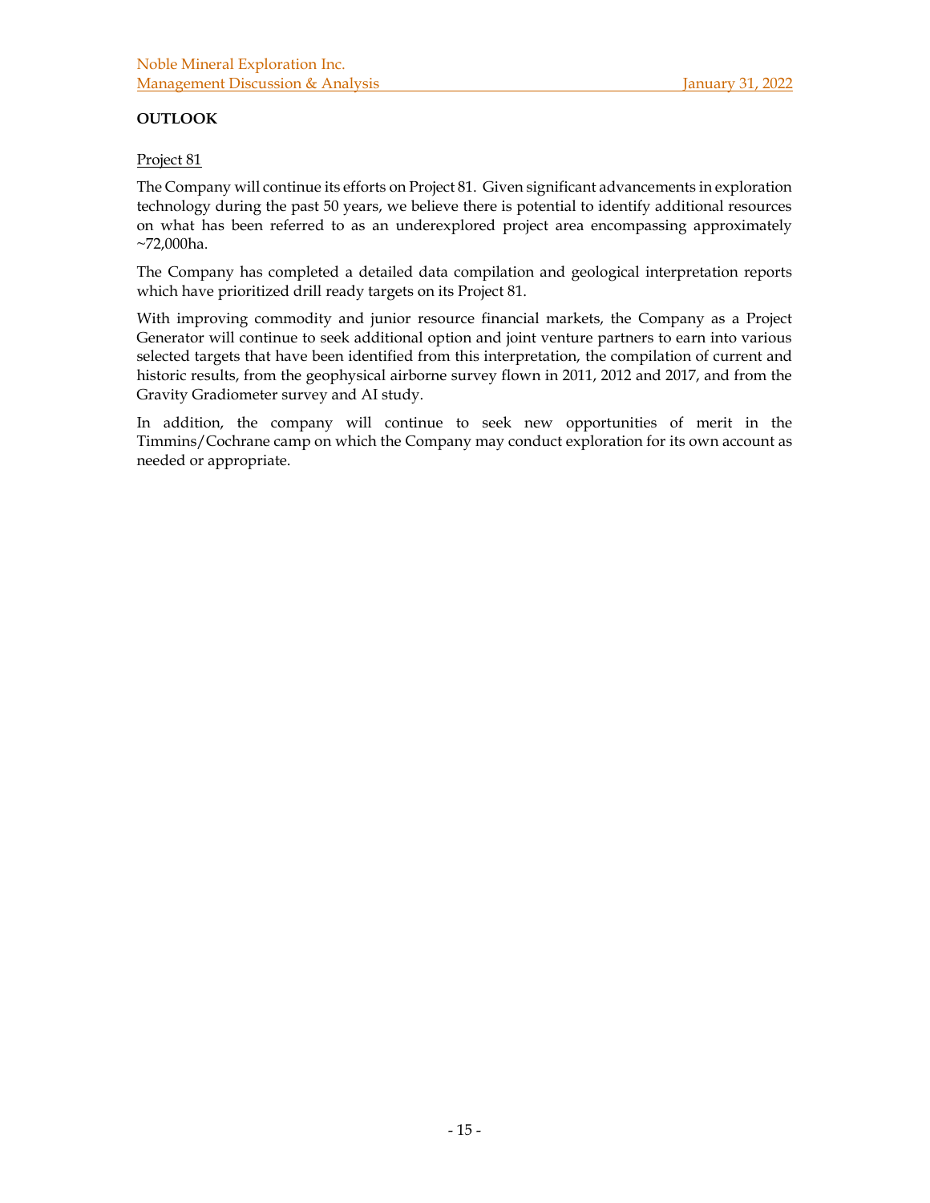## OUTLOOK

Project 81

The Company will continue its efforts on Project 81. Given significant advancements in exploration technology during the past 50 years, we believe there is potential to identify additional resources on what has been referred to as an underexplored project area encompassing approximately ~72,000ha.

The Company has completed a detailed data compilation and geological interpretation reports which have prioritized drill ready targets on its Project 81.

With improving commodity and junior resource financial markets, the Company as a Project Generator will continue to seek additional option and joint venture partners to earn into various selected targets that have been identified from this interpretation, the compilation of current and historic results, from the geophysical airborne survey flown in 2011, 2012 and 2017, and from the Gravity Gradiometer survey and AI study.

In addition, the company will continue to seek new opportunities of merit in the Timmins/Cochrane camp on which the Company may conduct exploration for its own account as needed or appropriate.